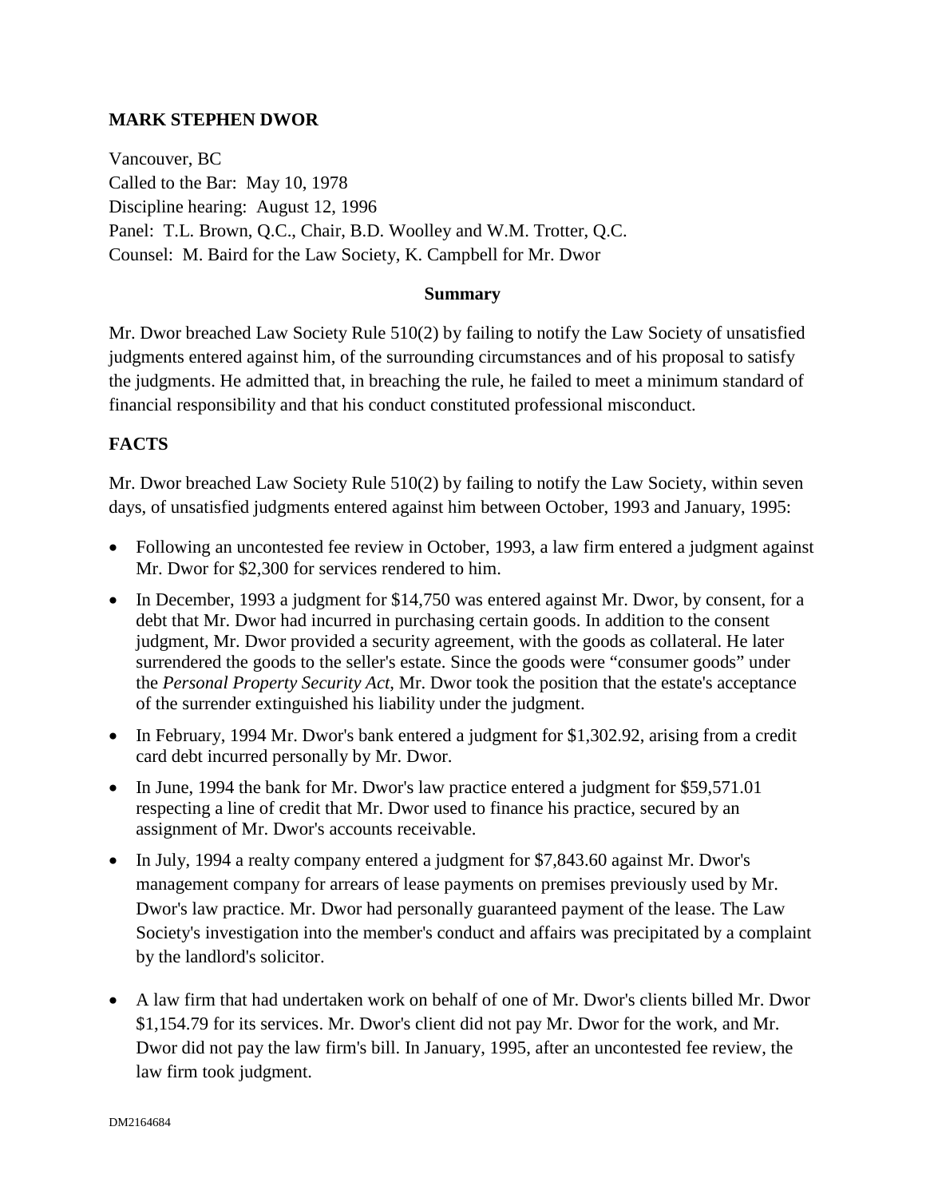**MARK STEPHEN DWOR**

Vancouver, BC
Called to the Bar: May 10, 1978
Discipline hearing: August 12, 1996
Panel: T.L. Brown, Q.C., Chair, B.D. Woolley and W.M. Trotter, Q.C.
Counsel: M. Baird for the Law Society, K. Campbell for Mr. Dwor

**Summary**

Mr. Dwor breached Law Society Rule 510(2) by failing to notify the Law Society of unsatisfied judgments entered against him, of the surrounding circumstances and of his proposal to satisfy the judgments. He admitted that, in breaching the rule, he failed to meet a minimum standard of financial responsibility and that his conduct constituted professional misconduct.

**FACTS**

Mr. Dwor breached Law Society Rule 510(2) by failing to notify the Law Society, within seven days, of unsatisfied judgments entered against him between October, 1993 and January, 1995:

- Following an uncontested fee review in October, 1993, a law firm entered a judgment against Mr. Dwor for $2,300 for services rendered to him.
- In December, 1993 a judgment for $14,750 was entered against Mr. Dwor, by consent, for a debt that Mr. Dwor had incurred in purchasing certain goods. In addition to the consent judgment, Mr. Dwor provided a security agreement, with the goods as collateral. He later surrendered the goods to the seller's estate. Since the goods were "consumer goods" under the *Personal Property Security Act*, Mr. Dwor took the position that the estate's acceptance of the surrender extinguished his liability under the judgment.
- In February, 1994 Mr. Dwor's bank entered a judgment for $1,302.92, arising from a credit card debt incurred personally by Mr. Dwor.
- In June, 1994 the bank for Mr. Dwor's law practice entered a judgment for $59,571.01 respecting a line of credit that Mr. Dwor used to finance his practice, secured by an assignment of Mr. Dwor's accounts receivable.
- In July, 1994 a realty company entered a judgment for $7,843.60 against Mr. Dwor's management company for arrears of lease payments on premises previously used by Mr. Dwor's law practice. Mr. Dwor had personally guaranteed payment of the lease. The Law Society's investigation into the member's conduct and affairs was precipitated by a complaint by the landlord's solicitor.
- A law firm that had undertaken work on behalf of one of Mr. Dwor's clients billed Mr. Dwor $1,154.79 for its services. Mr. Dwor's client did not pay Mr. Dwor for the work, and Mr. Dwor did not pay the law firm's bill. In January, 1995, after an uncontested fee review, the law firm took judgment.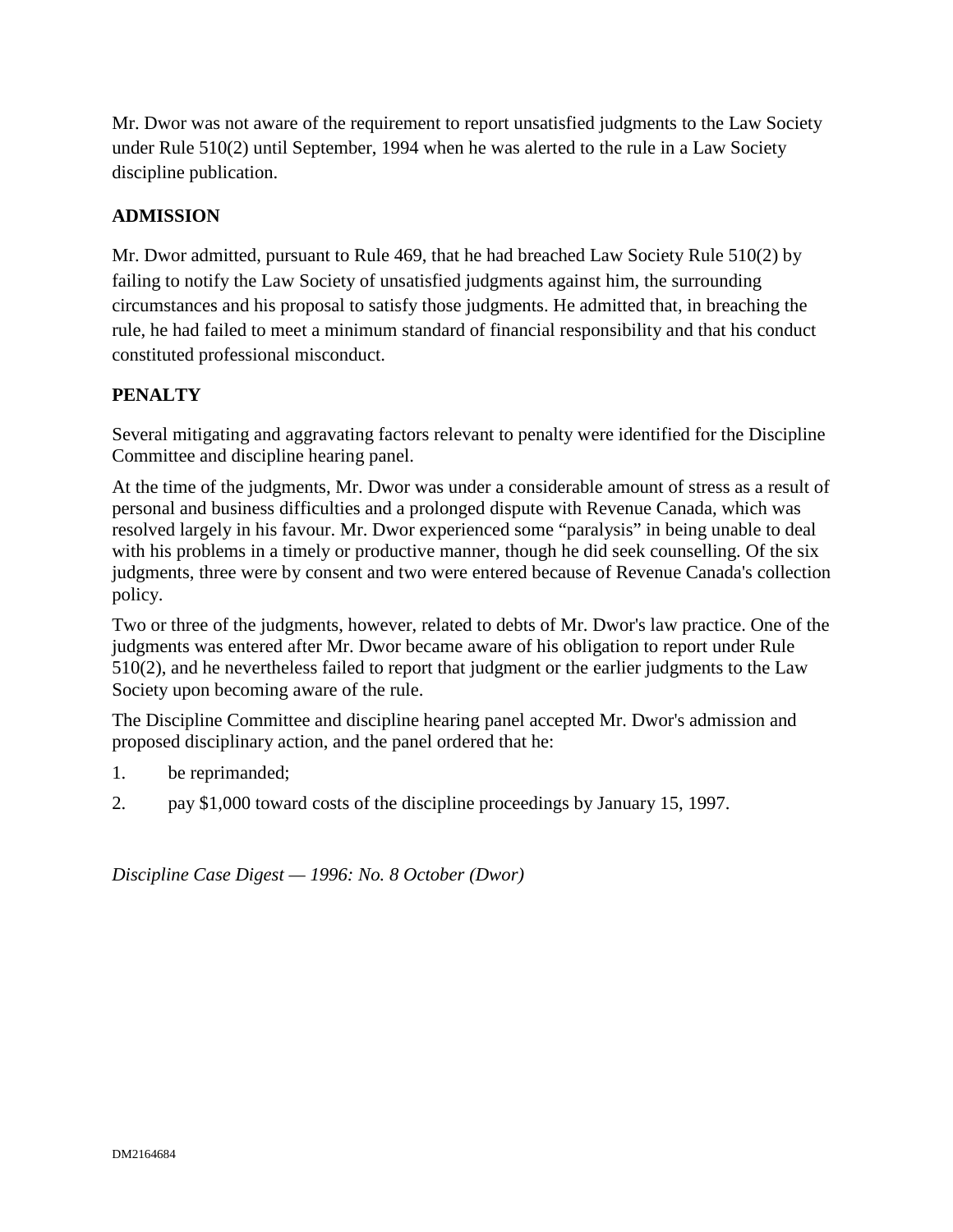Mr. Dwor was not aware of the requirement to report unsatisfied judgments to the Law Society under Rule 510(2) until September, 1994 when he was alerted to the rule in a Law Society discipline publication.

## ADMISSION

Mr. Dwor admitted, pursuant to Rule 469, that he had breached Law Society Rule 510(2) by failing to notify the Law Society of unsatisfied judgments against him, the surrounding circumstances and his proposal to satisfy those judgments. He admitted that, in breaching the rule, he had failed to meet a minimum standard of financial responsibility and that his conduct constituted professional misconduct.

## PENALTY

Several mitigating and aggravating factors relevant to penalty were identified for the Discipline Committee and discipline hearing panel.

At the time of the judgments, Mr. Dwor was under a considerable amount of stress as a result of personal and business difficulties and a prolonged dispute with Revenue Canada, which was resolved largely in his favour. Mr. Dwor experienced some "paralysis" in being unable to deal with his problems in a timely or productive manner, though he did seek counselling. Of the six judgments, three were by consent and two were entered because of Revenue Canada's collection policy.

Two or three of the judgments, however, related to debts of Mr. Dwor's law practice. One of the judgments was entered after Mr. Dwor became aware of his obligation to report under Rule 510(2), and he nevertheless failed to report that judgment or the earlier judgments to the Law Society upon becoming aware of the rule.

The Discipline Committee and discipline hearing panel accepted Mr. Dwor's admission and proposed disciplinary action, and the panel ordered that he:

1. be reprimanded;
2. pay $1,000 toward costs of the discipline proceedings by January 15, 1997.

*Discipline Case Digest — 1996: No. 8 October (Dwor)*